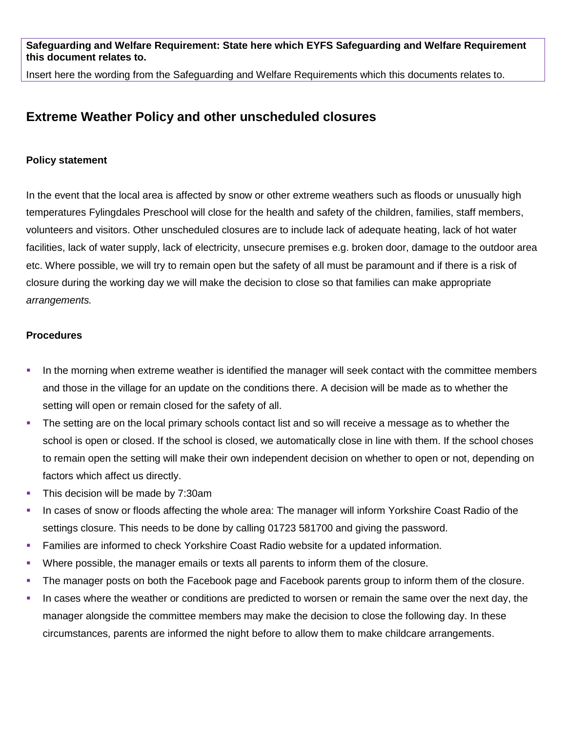**Safeguarding and Welfare Requirement: State here which EYFS Safeguarding and Welfare Requirement this document relates to.**

Insert here the wording from the Safeguarding and Welfare Requirements which this documents relates to.

## Extreme Weather Policy and other unscheduled closures

### Policy statement

In the event that the local area is affected by snow or other extreme weathers such as floods or unusually high temperatures Fylingdales Preschool will close for the health and safety of the children, families, staff members, volunteers and visitors. Other unscheduled closures are to include lack of adequate heating, lack of hot water facilities, lack of water supply, lack of electricity, unsecure premises e.g. broken door, damage to the outdoor area etc. Where possible, we will try to remain open but the safety of all must be paramount and if there is a risk of closure during the working day we will make the decision to close so that families can make appropriate *arrangements.*

### Procedures

- In the morning when extreme weather is identified the manager will seek contact with the committee members and those in the village for an update on the conditions there. A decision will be made as to whether the setting will open or remain closed for the safety of all.
- The setting are on the local primary schools contact list and so will receive a message as to whether the school is open or closed. If the school is closed, we automatically close in line with them. If the school choses to remain open the setting will make their own independent decision on whether to open or not, depending on factors which affect us directly.
- This decision will be made by 7:30am
- In cases of snow or floods affecting the whole area: The manager will inform Yorkshire Coast Radio of the settings closure. This needs to be done by calling 01723 581700 and giving the password.
- Families are informed to check Yorkshire Coast Radio website for a updated information.
- Where possible, the manager emails or texts all parents to inform them of the closure.
- The manager posts on both the Facebook page and Facebook parents group to inform them of the closure.
- In cases where the weather or conditions are predicted to worsen or remain the same over the next day, the manager alongside the committee members may make the decision to close the following day. In these circumstances, parents are informed the night before to allow them to make childcare arrangements.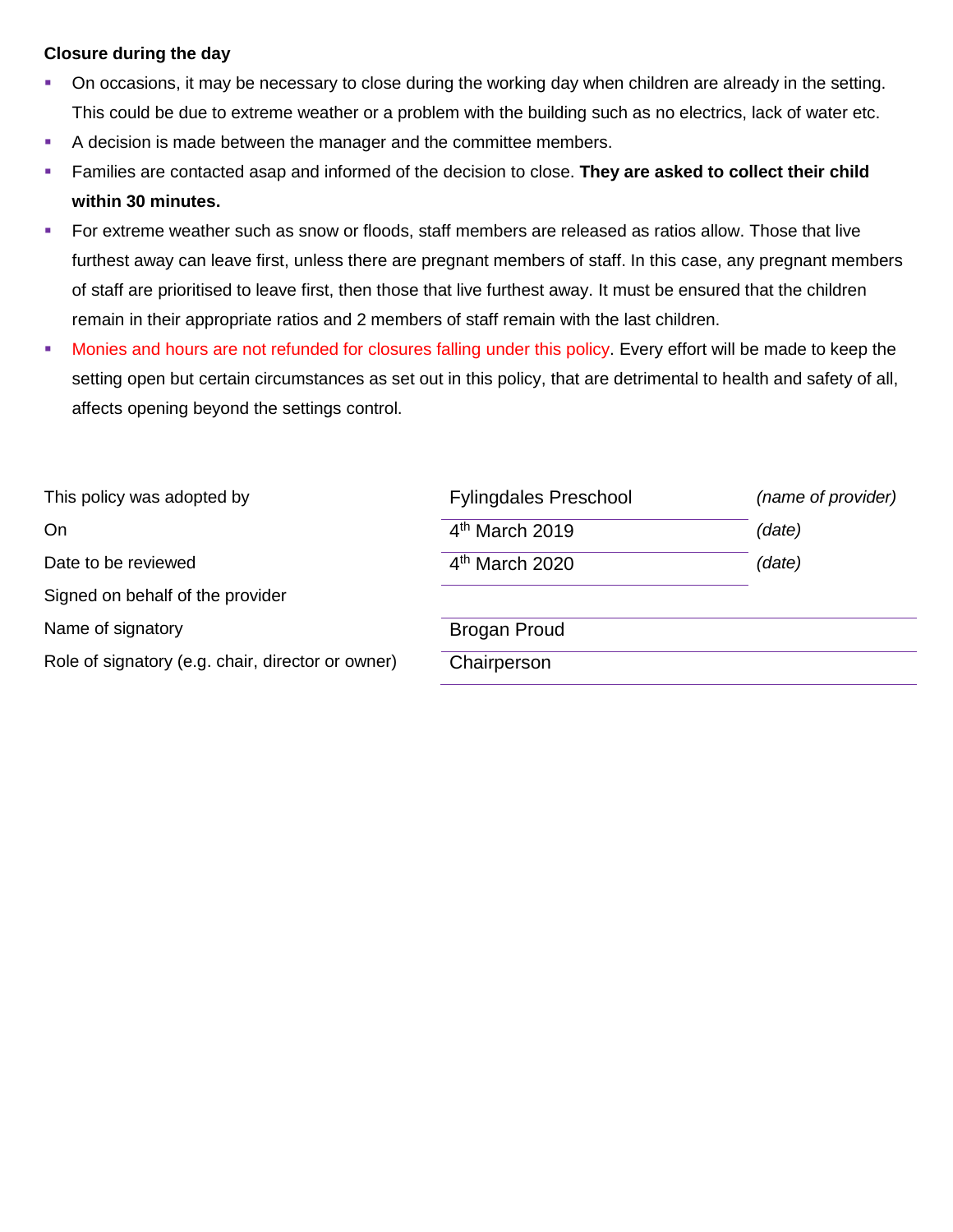**Closure during the day**

- On occasions, it may be necessary to close during the working day when children are already in the setting. This could be due to extreme weather or a problem with the building such as no electrics, lack of water etc.
- A decision is made between the manager and the committee members.
- Families are contacted asap and informed of the decision to close. **They are asked to collect their child within 30 minutes.**
- For extreme weather such as snow or floods, staff members are released as ratios allow. Those that live furthest away can leave first, unless there are pregnant members of staff. In this case, any pregnant members of staff are prioritised to leave first, then those that live furthest away. It must be ensured that the children remain in their appropriate ratios and 2 members of staff remain with the last children.
- Monies and hours are not refunded for closures falling under this policy. Every effort will be made to keep the setting open but certain circumstances as set out in this policy, that are detrimental to health and safety of all, affects opening beyond the settings control.

| | | |
|---|---|---|
| This policy was adopted by | Fylingdales Preschool | *(name of provider)* |
| On | 4th March 2019 | *(date)* |
| Date to be reviewed | 4th March 2020 | *(date)* |
| Signed on behalf of the provider | | |
| Name of signatory | Brogan Proud | |
| Role of signatory (e.g. chair, director or owner) | Chairperson | |